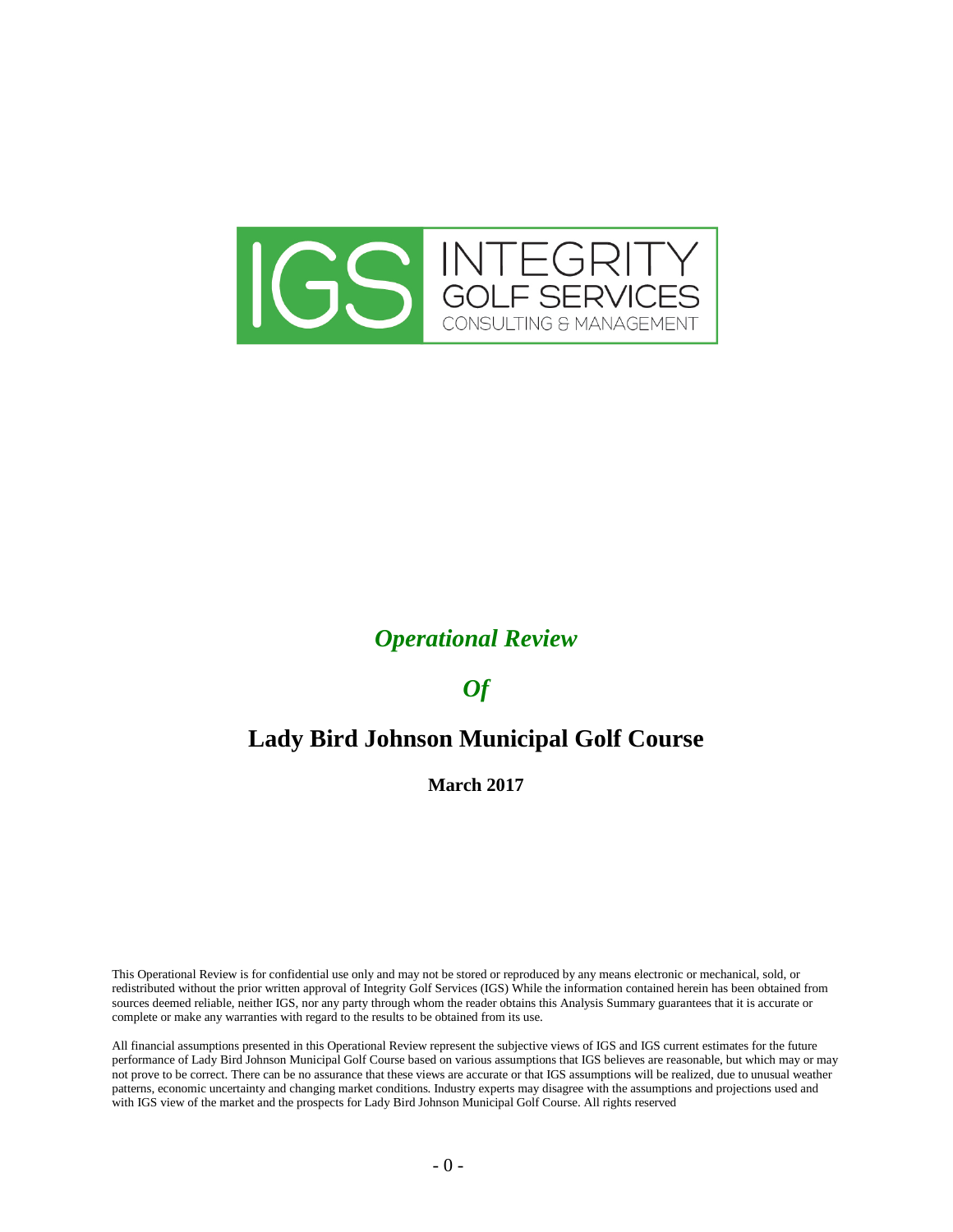IGS INTEGRITY GOLF SERVICES CONSULTING & MANAGEMENT

# *Operational Review*

# *Of*

# Lady Bird Johnson Municipal Golf Course

**March 2017**

This Operational Review is for confidential use only and may not be stored or reproduced by any means electronic or mechanical, sold, or redistributed without the prior written approval of Integrity Golf Services (IGS) While the information contained herein has been obtained from sources deemed reliable, neither IGS, nor any party through whom the reader obtains this Analysis Summary guarantees that it is accurate or complete or make any warranties with regard to the results to be obtained from its use.

All financial assumptions presented in this Operational Review represent the subjective views of IGS and IGS current estimates for the future performance of Lady Bird Johnson Municipal Golf Course based on various assumptions that IGS believes are reasonable, but which may or may not prove to be correct. There can be no assurance that these views are accurate or that IGS assumptions will be realized, due to unusual weather patterns, economic uncertainty and changing market conditions. Industry experts may disagree with the assumptions and projections used and with IGS view of the market and the prospects for Lady Bird Johnson Municipal Golf Course. All rights reserved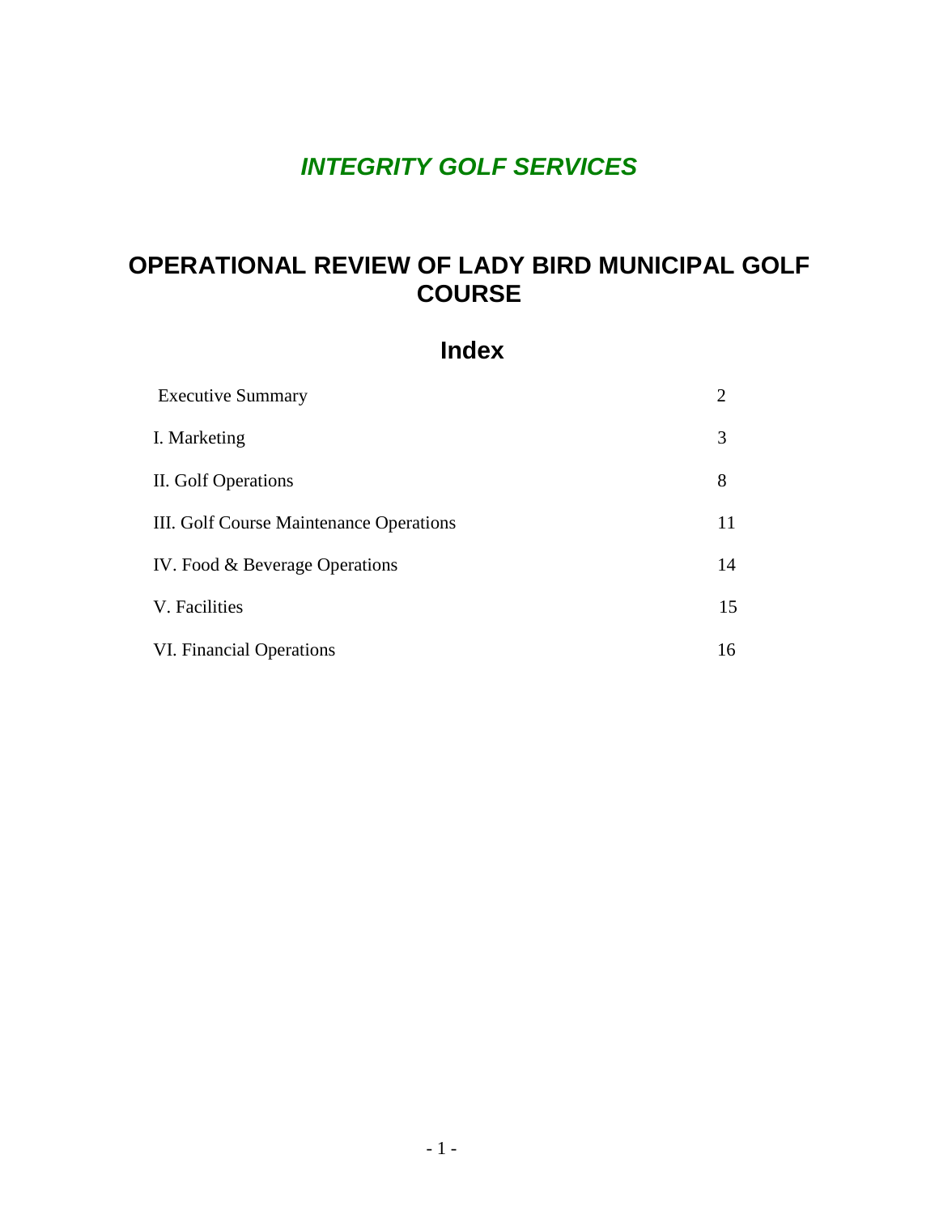## *INTEGRITY GOLF SERVICES*

# OPERATIONAL REVIEW OF LADY BIRD MUNICIPAL GOLF COURSE

## Index

| | |
|---|---|
| Executive Summary | 2 |
| I. Marketing | 3 |
| II. Golf Operations | 8 |
| III. Golf Course Maintenance Operations | 11 |
| IV. Food & Beverage Operations | 14 |
| V. Facilities | 15 |
| VI. Financial Operations | 16 |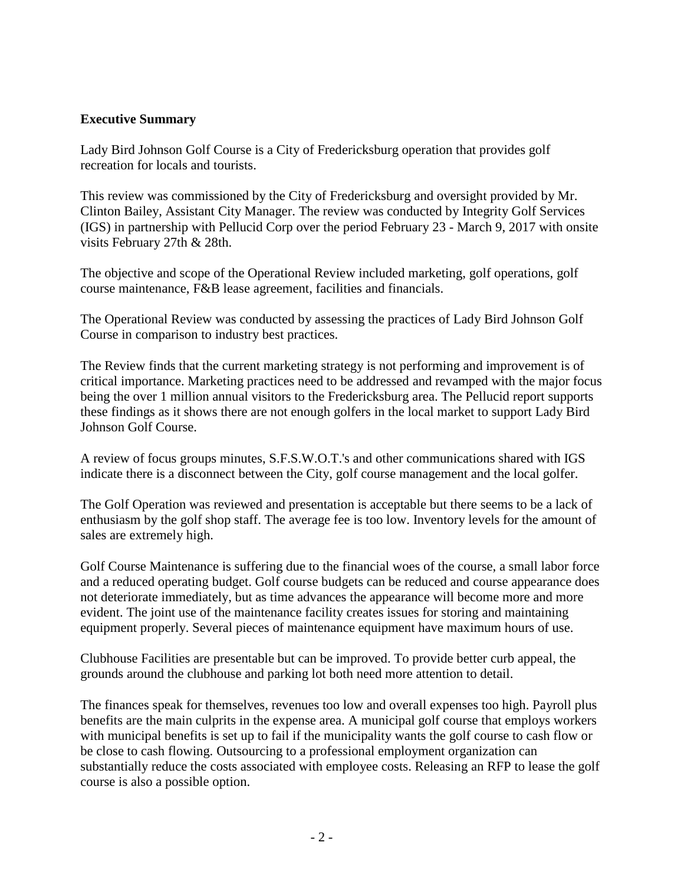**Executive Summary**

Lady Bird Johnson Golf Course is a City of Fredericksburg operation that provides golf recreation for locals and tourists.

This review was commissioned by the City of Fredericksburg and oversight provided by Mr. Clinton Bailey, Assistant City Manager. The review was conducted by Integrity Golf Services (IGS) in partnership with Pellucid Corp over the period February 23 - March 9, 2017 with onsite visits February 27th & 28th.

The objective and scope of the Operational Review included marketing, golf operations, golf course maintenance, F&B lease agreement, facilities and financials.

The Operational Review was conducted by assessing the practices of Lady Bird Johnson Golf Course in comparison to industry best practices.

The Review finds that the current marketing strategy is not performing and improvement is of critical importance. Marketing practices need to be addressed and revamped with the major focus being the over 1 million annual visitors to the Fredericksburg area. The Pellucid report supports these findings as it shows there are not enough golfers in the local market to support Lady Bird Johnson Golf Course.

A review of focus groups minutes, S.F.S.W.O.T.'s and other communications shared with IGS indicate there is a disconnect between the City, golf course management and the local golfer.

The Golf Operation was reviewed and presentation is acceptable but there seems to be a lack of enthusiasm by the golf shop staff. The average fee is too low. Inventory levels for the amount of sales are extremely high.

Golf Course Maintenance is suffering due to the financial woes of the course, a small labor force and a reduced operating budget. Golf course budgets can be reduced and course appearance does not deteriorate immediately, but as time advances the appearance will become more and more evident. The joint use of the maintenance facility creates issues for storing and maintaining equipment properly. Several pieces of maintenance equipment have maximum hours of use.

Clubhouse Facilities are presentable but can be improved. To provide better curb appeal, the grounds around the clubhouse and parking lot both need more attention to detail.

The finances speak for themselves, revenues too low and overall expenses too high. Payroll plus benefits are the main culprits in the expense area. A municipal golf course that employs workers with municipal benefits is set up to fail if the municipality wants the golf course to cash flow or be close to cash flowing. Outsourcing to a professional employment organization can substantially reduce the costs associated with employee costs. Releasing an RFP to lease the golf course is also a possible option.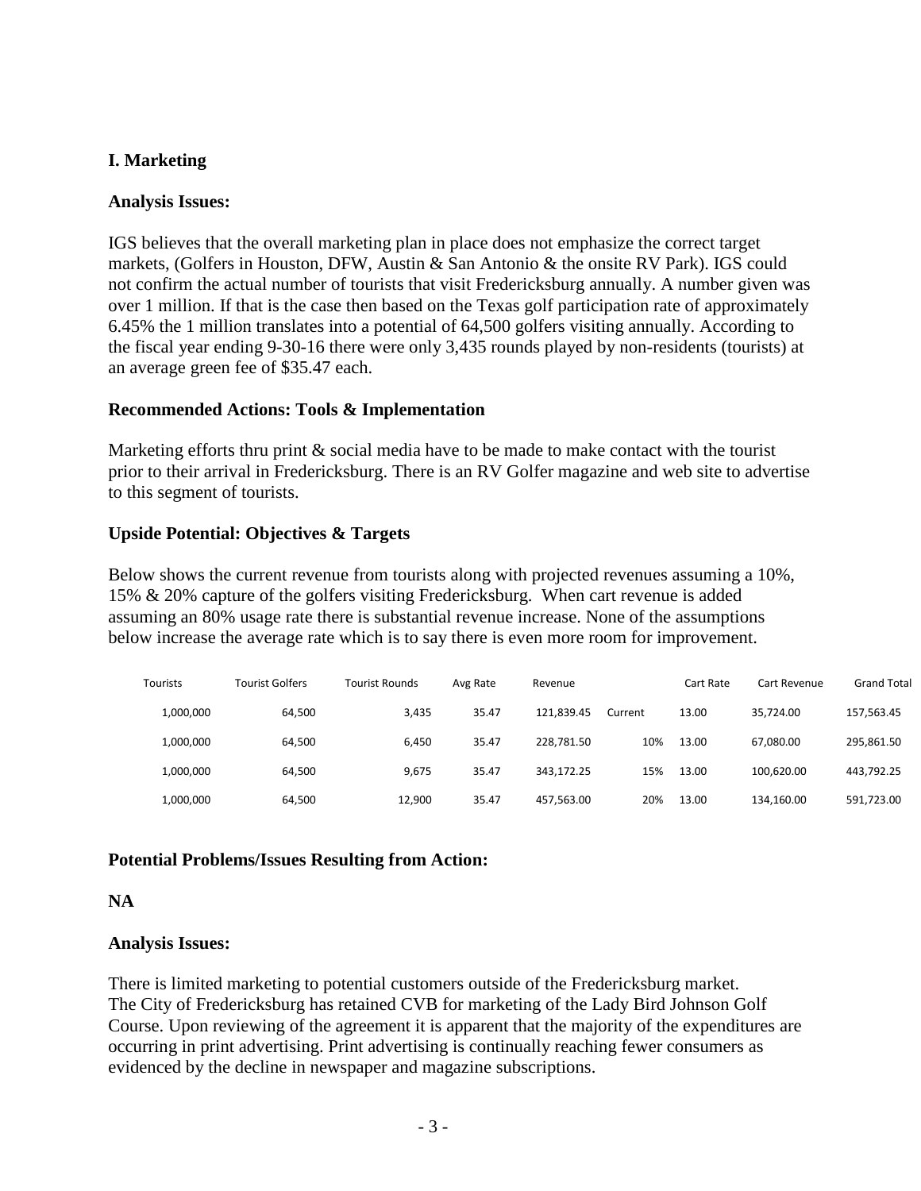## I. Marketing

**Analysis Issues:**

IGS believes that the overall marketing plan in place does not emphasize the correct target markets, (Golfers in Houston, DFW, Austin & San Antonio & the onsite RV Park). IGS could not confirm the actual number of tourists that visit Fredericksburg annually. A number given was over 1 million. If that is the case then based on the Texas golf participation rate of approximately 6.45% the 1 million translates into a potential of 64,500 golfers visiting annually. According to the fiscal year ending 9-30-16 there were only 3,435 rounds played by non-residents (tourists) at an average green fee of $35.47 each.

**Recommended Actions: Tools & Implementation**

Marketing efforts thru print & social media have to be made to make contact with the tourist prior to their arrival in Fredericksburg. There is an RV Golfer magazine and web site to advertise to this segment of tourists.

**Upside Potential: Objectives & Targets**

Below shows the current revenue from tourists along with projected revenues assuming a 10%, 15% & 20% capture of the golfers visiting Fredericksburg. When cart revenue is added assuming an 80% usage rate there is substantial revenue increase. None of the assumptions below increase the average rate which is to say there is even more room for improvement.

| Tourists | Tourist Golfers | Tourist Rounds | Avg Rate | Revenue | | Cart Rate | Cart Revenue | Grand Total |
|---|---|---|---|---|---|---|---|---|
| 1,000,000 | 64,500 | 3,435 | 35.47 | 121,839.45 | Current | 13.00 | 35,724.00 | 157,563.45 |
| 1,000,000 | 64,500 | 6,450 | 35.47 | 228,781.50 | 10% | 13.00 | 67,080.00 | 295,861.50 |
| 1,000,000 | 64,500 | 9,675 | 35.47 | 343,172.25 | 15% | 13.00 | 100,620.00 | 443,792.25 |
| 1,000,000 | 64,500 | 12,900 | 35.47 | 457,563.00 | 20% | 13.00 | 134,160.00 | 591,723.00 |

**Potential Problems/Issues Resulting from Action:**

**NA**

**Analysis Issues:**

There is limited marketing to potential customers outside of the Fredericksburg market. The City of Fredericksburg has retained CVB for marketing of the Lady Bird Johnson Golf Course. Upon reviewing of the agreement it is apparent that the majority of the expenditures are occurring in print advertising. Print advertising is continually reaching fewer consumers as evidenced by the decline in newspaper and magazine subscriptions.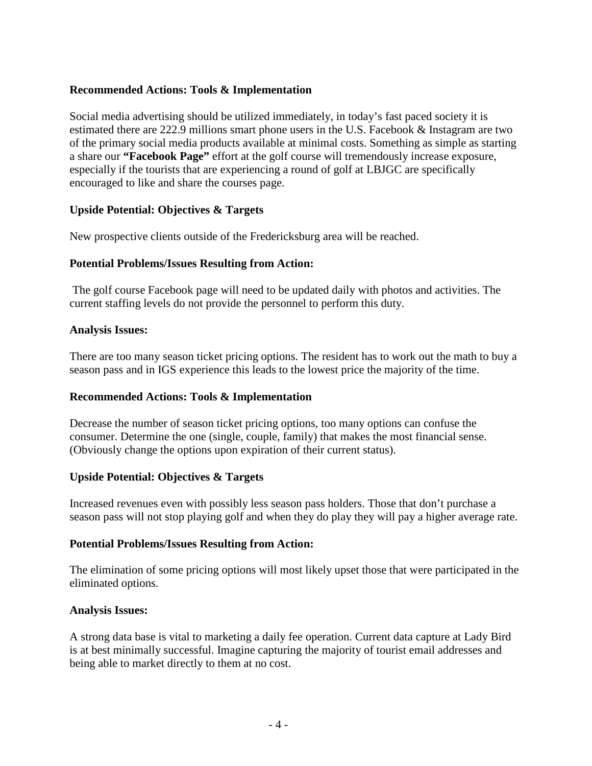**Recommended Actions: Tools & Implementation**

Social media advertising should be utilized immediately, in today's fast paced society it is estimated there are 222.9 millions smart phone users in the U.S. Facebook & Instagram are two of the primary social media products available at minimal costs. Something as simple as starting a share our **"Facebook Page"** effort at the golf course will tremendously increase exposure, especially if the tourists that are experiencing a round of golf at LBJGC are specifically encouraged to like and share the courses page.

**Upside Potential: Objectives & Targets**

New prospective clients outside of the Fredericksburg area will be reached.

**Potential Problems/Issues Resulting from Action:**

The golf course Facebook page will need to be updated daily with photos and activities. The current staffing levels do not provide the personnel to perform this duty.

**Analysis Issues:**

There are too many season ticket pricing options. The resident has to work out the math to buy a season pass and in IGS experience this leads to the lowest price the majority of the time.

**Recommended Actions: Tools & Implementation**

Decrease the number of season ticket pricing options, too many options can confuse the consumer. Determine the one (single, couple, family) that makes the most financial sense. (Obviously change the options upon expiration of their current status).

**Upside Potential: Objectives & Targets**

Increased revenues even with possibly less season pass holders. Those that don't purchase a season pass will not stop playing golf and when they do play they will pay a higher average rate.

**Potential Problems/Issues Resulting from Action:**

The elimination of some pricing options will most likely upset those that were participated in the eliminated options.

**Analysis Issues:**

A strong data base is vital to marketing a daily fee operation. Current data capture at Lady Bird is at best minimally successful. Imagine capturing the majority of tourist email addresses and being able to market directly to them at no cost.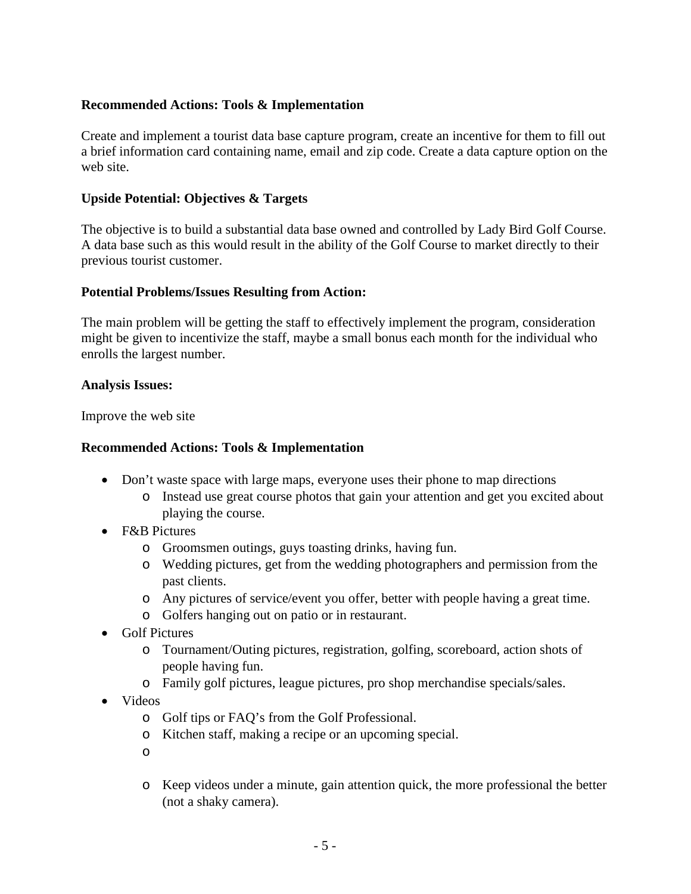**Recommended Actions: Tools & Implementation**

Create and implement a tourist data base capture program, create an incentive for them to fill out a brief information card containing name, email and zip code. Create a data capture option on the web site.

**Upside Potential: Objectives & Targets**

The objective is to build a substantial data base owned and controlled by Lady Bird Golf Course. A data base such as this would result in the ability of the Golf Course to market directly to their previous tourist customer.

**Potential Problems/Issues Resulting from Action:**

The main problem will be getting the staff to effectively implement the program, consideration might be given to incentivize the staff, maybe a small bonus each month for the individual who enrolls the largest number.

**Analysis Issues:**

Improve the web site

**Recommended Actions: Tools & Implementation**

- Don't waste space with large maps, everyone uses their phone to map directions
  - Instead use great course photos that gain your attention and get you excited about playing the course.
- F&B Pictures
  - Groomsmen outings, guys toasting drinks, having fun.
  - Wedding pictures, get from the wedding photographers and permission from the past clients.
  - Any pictures of service/event you offer, better with people having a great time.
  - Golfers hanging out on patio or in restaurant.
- Golf Pictures
  - Tournament/Outing pictures, registration, golfing, scoreboard, action shots of people having fun.
  - Family golf pictures, league pictures, pro shop merchandise specials/sales.
- Videos
  - Golf tips or FAQ's from the Golf Professional.
  - Kitchen staff, making a recipe or an upcoming special.
  - 
  - Keep videos under a minute, gain attention quick, the more professional the better (not a shaky camera).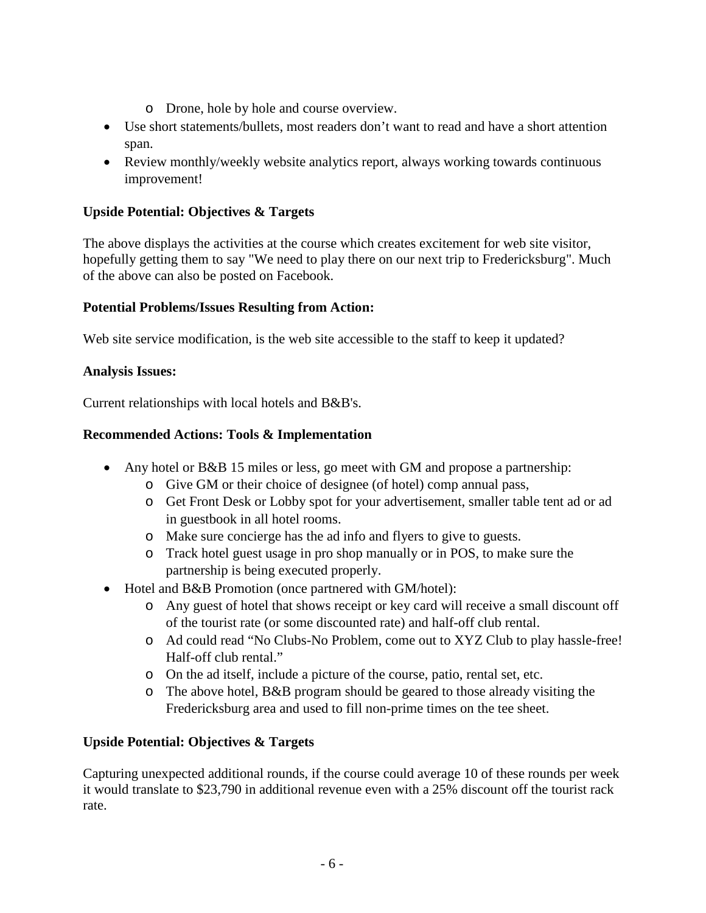- Drone, hole by hole and course overview.
- Use short statements/bullets, most readers don't want to read and have a short attention span.
- Review monthly/weekly website analytics report, always working towards continuous improvement!

**Upside Potential: Objectives & Targets**

The above displays the activities at the course which creates excitement for web site visitor, hopefully getting them to say "We need to play there on our next trip to Fredericksburg". Much of the above can also be posted on Facebook.

**Potential Problems/Issues Resulting from Action:**

Web site service modification, is the web site accessible to the staff to keep it updated?

**Analysis Issues:**

Current relationships with local hotels and B&B's.

**Recommended Actions: Tools & Implementation**

- Any hotel or B&B 15 miles or less, go meet with GM and propose a partnership:
    - Give GM or their choice of designee (of hotel) comp annual pass,
    - Get Front Desk or Lobby spot for your advertisement, smaller table tent ad or ad in guestbook in all hotel rooms.
    - Make sure concierge has the ad info and flyers to give to guests.
    - Track hotel guest usage in pro shop manually or in POS, to make sure the partnership is being executed properly.
- Hotel and B&B Promotion (once partnered with GM/hotel):
    - Any guest of hotel that shows receipt or key card will receive a small discount off of the tourist rate (or some discounted rate) and half-off club rental.
    - Ad could read "No Clubs-No Problem, come out to XYZ Club to play hassle-free! Half-off club rental."
    - On the ad itself, include a picture of the course, patio, rental set, etc.
    - The above hotel, B&B program should be geared to those already visiting the Fredericksburg area and used to fill non-prime times on the tee sheet.

**Upside Potential: Objectives & Targets**

Capturing unexpected additional rounds, if the course could average 10 of these rounds per week it would translate to $23,790 in additional revenue even with a 25% discount off the tourist rack rate.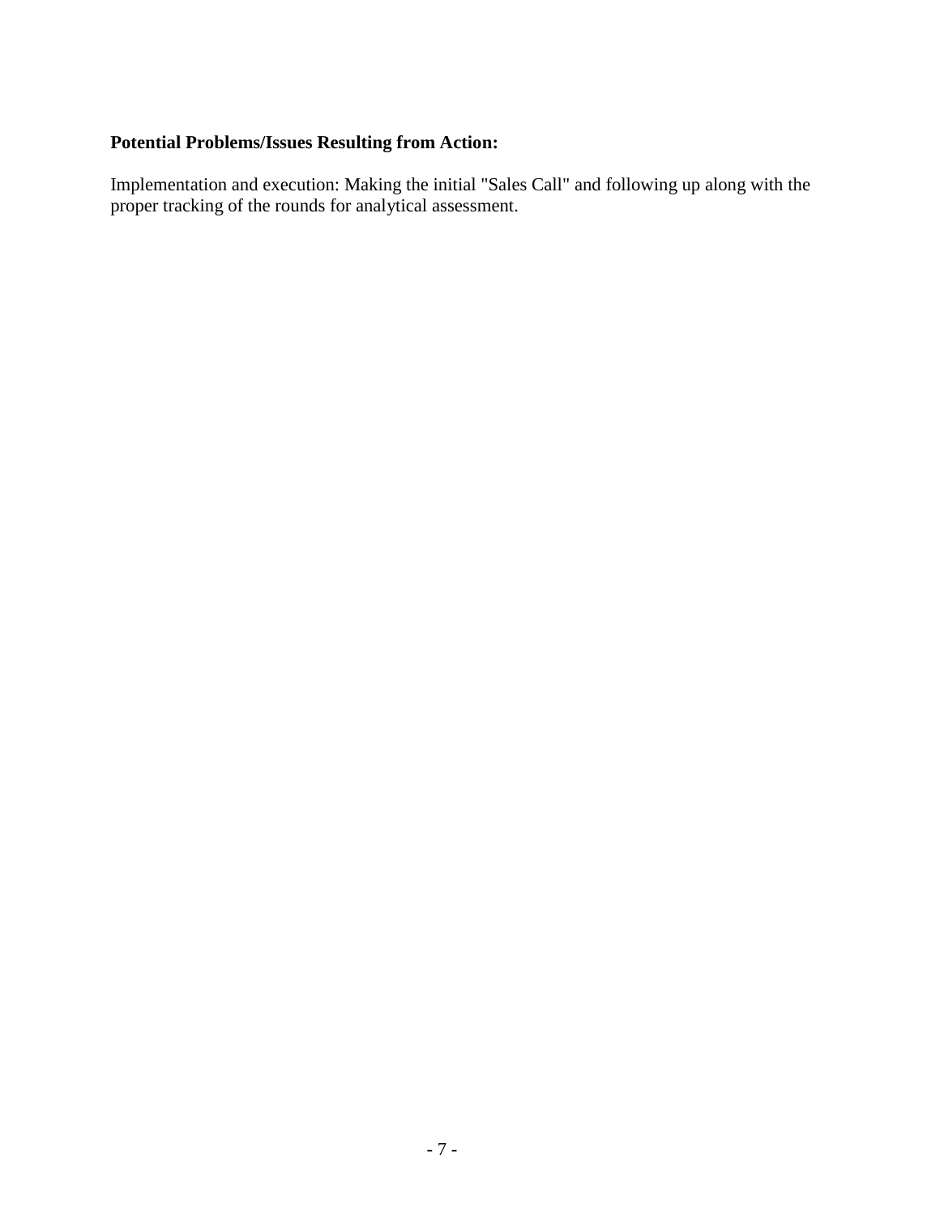**Potential Problems/Issues Resulting from Action:**

Implementation and execution: Making the initial "Sales Call" and following up along with the proper tracking of the rounds for analytical assessment.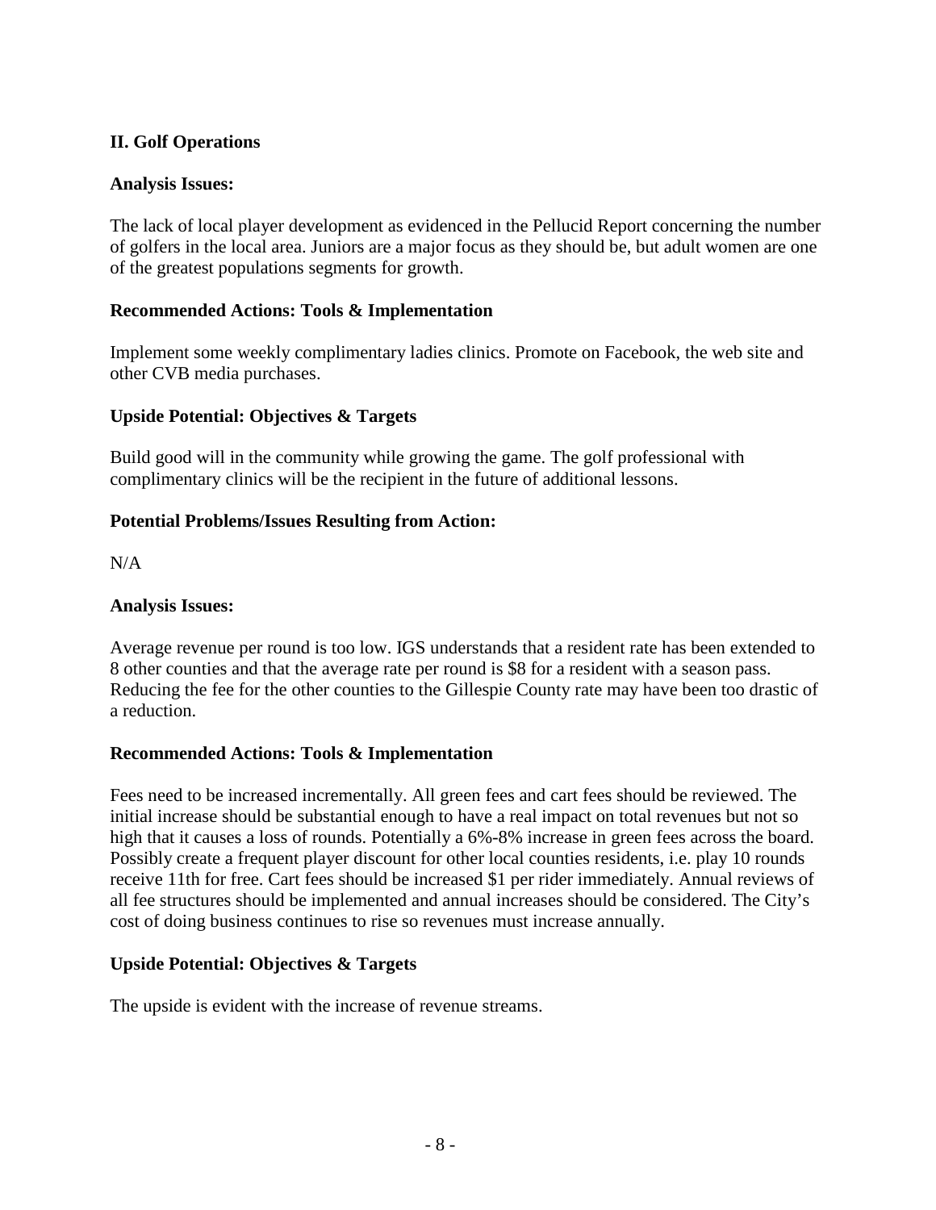## II. Golf Operations

**Analysis Issues:**

The lack of local player development as evidenced in the Pellucid Report concerning the number of golfers in the local area. Juniors are a major focus as they should be, but adult women are one of the greatest populations segments for growth.

**Recommended Actions: Tools & Implementation**

Implement some weekly complimentary ladies clinics. Promote on Facebook, the web site and other CVB media purchases.

**Upside Potential: Objectives & Targets**

Build good will in the community while growing the game. The golf professional with complimentary clinics will be the recipient in the future of additional lessons.

**Potential Problems/Issues Resulting from Action:**

N/A

**Analysis Issues:**

Average revenue per round is too low. IGS understands that a resident rate has been extended to 8 other counties and that the average rate per round is $8 for a resident with a season pass. Reducing the fee for the other counties to the Gillespie County rate may have been too drastic of a reduction.

**Recommended Actions: Tools & Implementation**

Fees need to be increased incrementally. All green fees and cart fees should be reviewed. The initial increase should be substantial enough to have a real impact on total revenues but not so high that it causes a loss of rounds. Potentially a 6%-8% increase in green fees across the board. Possibly create a frequent player discount for other local counties residents, i.e. play 10 rounds receive 11th for free. Cart fees should be increased $1 per rider immediately. Annual reviews of all fee structures should be implemented and annual increases should be considered. The City's cost of doing business continues to rise so revenues must increase annually.

**Upside Potential: Objectives & Targets**

The upside is evident with the increase of revenue streams.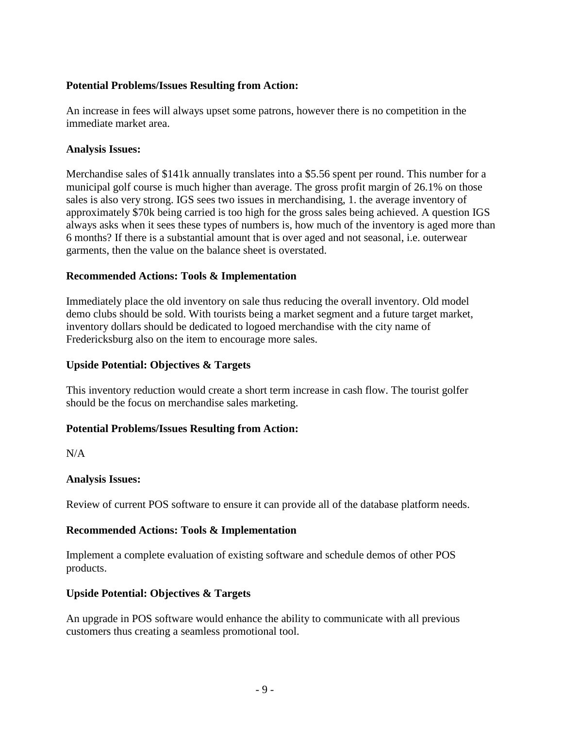**Potential Problems/Issues Resulting from Action:**

An increase in fees will always upset some patrons, however there is no competition in the immediate market area.

**Analysis Issues:**

Merchandise sales of $141k annually translates into a $5.56 spent per round. This number for a municipal golf course is much higher than average. The gross profit margin of 26.1% on those sales is also very strong. IGS sees two issues in merchandising, 1. the average inventory of approximately $70k being carried is too high for the gross sales being achieved. A question IGS always asks when it sees these types of numbers is, how much of the inventory is aged more than 6 months? If there is a substantial amount that is over aged and not seasonal, i.e. outerwear garments, then the value on the balance sheet is overstated.

**Recommended Actions: Tools & Implementation**

Immediately place the old inventory on sale thus reducing the overall inventory. Old model demo clubs should be sold. With tourists being a market segment and a future target market, inventory dollars should be dedicated to logoed merchandise with the city name of Fredericksburg also on the item to encourage more sales.

**Upside Potential: Objectives & Targets**

This inventory reduction would create a short term increase in cash flow. The tourist golfer should be the focus on merchandise sales marketing.

**Potential Problems/Issues Resulting from Action:**

N/A

**Analysis Issues:**

Review of current POS software to ensure it can provide all of the database platform needs.

**Recommended Actions: Tools & Implementation**

Implement a complete evaluation of existing software and schedule demos of other POS products.

**Upside Potential: Objectives & Targets**

An upgrade in POS software would enhance the ability to communicate with all previous customers thus creating a seamless promotional tool.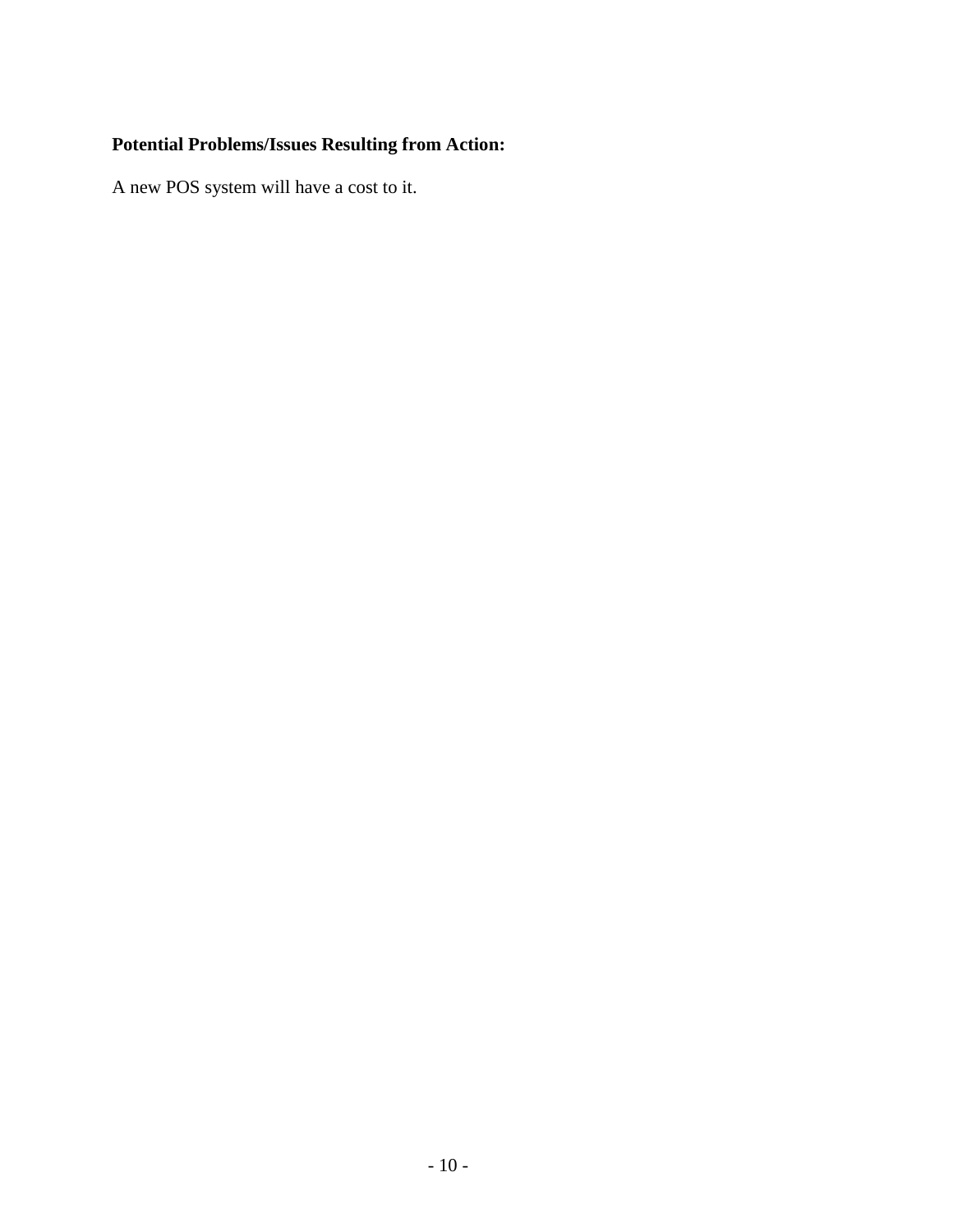**Potential Problems/Issues Resulting from Action:**

A new POS system will have a cost to it.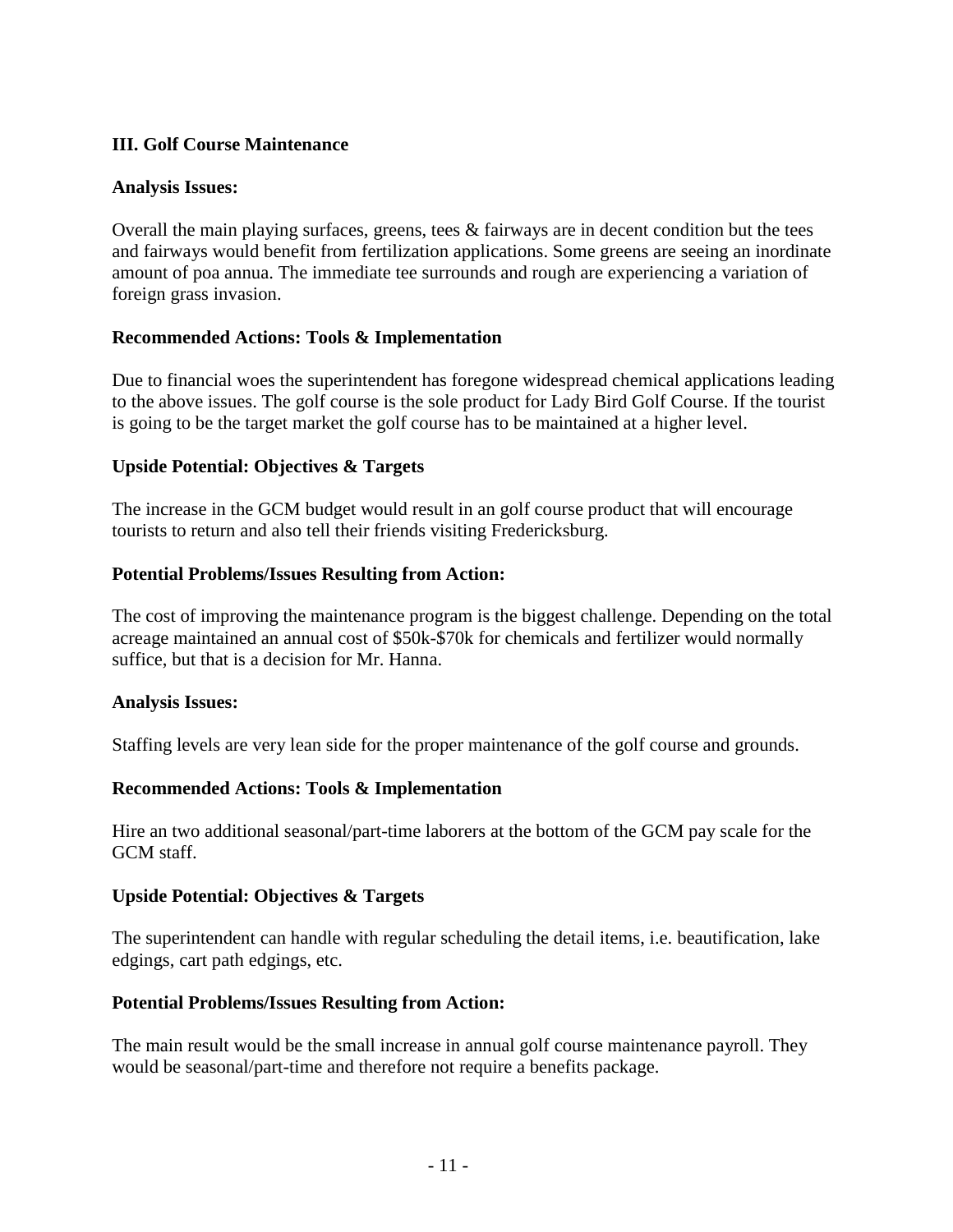## III. Golf Course Maintenance

**Analysis Issues:**

Overall the main playing surfaces, greens, tees & fairways are in decent condition but the tees and fairways would benefit from fertilization applications. Some greens are seeing an inordinate amount of poa annua. The immediate tee surrounds and rough are experiencing a variation of foreign grass invasion.

**Recommended Actions: Tools & Implementation**

Due to financial woes the superintendent has foregone widespread chemical applications leading to the above issues. The golf course is the sole product for Lady Bird Golf Course. If the tourist is going to be the target market the golf course has to be maintained at a higher level.

**Upside Potential: Objectives & Targets**

The increase in the GCM budget would result in an golf course product that will encourage tourists to return and also tell their friends visiting Fredericksburg.

**Potential Problems/Issues Resulting from Action:**

The cost of improving the maintenance program is the biggest challenge. Depending on the total acreage maintained an annual cost of $50k-$70k for chemicals and fertilizer would normally suffice, but that is a decision for Mr. Hanna.

**Analysis Issues:**

Staffing levels are very lean side for the proper maintenance of the golf course and grounds.

**Recommended Actions: Tools & Implementation**

Hire an two additional seasonal/part-time laborers at the bottom of the GCM pay scale for the GCM staff.

**Upside Potential: Objectives & Targets**

The superintendent can handle with regular scheduling the detail items, i.e. beautification, lake edgings, cart path edgings, etc.

**Potential Problems/Issues Resulting from Action:**

The main result would be the small increase in annual golf course maintenance payroll. They would be seasonal/part-time and therefore not require a benefits package.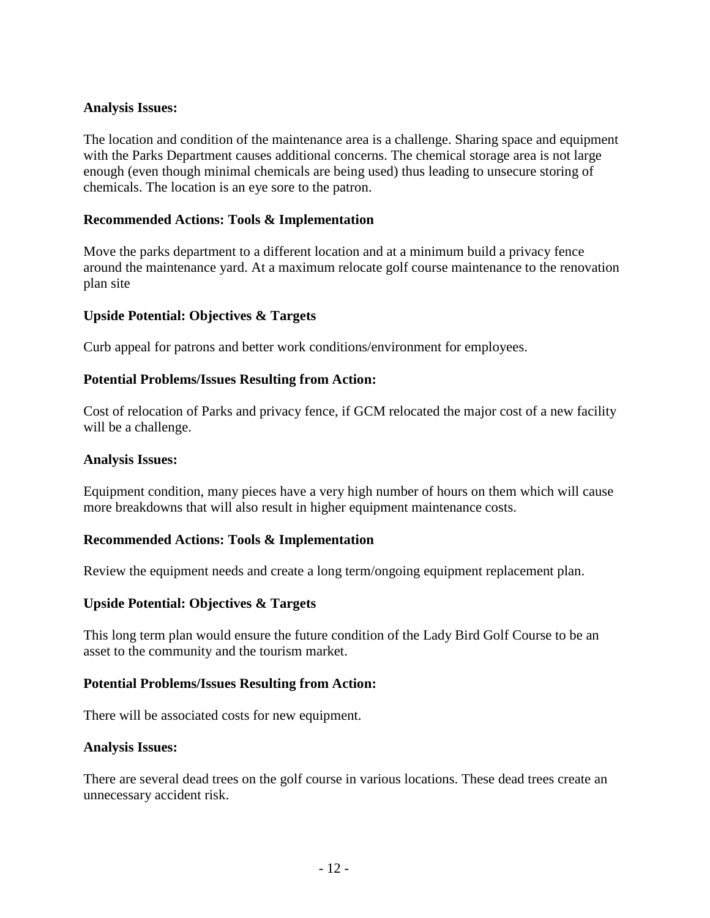**Analysis Issues:**

The location and condition of the maintenance area is a challenge. Sharing space and equipment with the Parks Department causes additional concerns. The chemical storage area is not large enough (even though minimal chemicals are being used) thus leading to unsecure storing of chemicals. The location is an eye sore to the patron.

**Recommended Actions: Tools & Implementation**

Move the parks department to a different location and at a minimum build a privacy fence around the maintenance yard. At a maximum relocate golf course maintenance to the renovation plan site

**Upside Potential: Objectives & Targets**

Curb appeal for patrons and better work conditions/environment for employees.

**Potential Problems/Issues Resulting from Action:**

Cost of relocation of Parks and privacy fence, if GCM relocated the major cost of a new facility will be a challenge.

**Analysis Issues:**

Equipment condition, many pieces have a very high number of hours on them which will cause more breakdowns that will also result in higher equipment maintenance costs.

**Recommended Actions: Tools & Implementation**

Review the equipment needs and create a long term/ongoing equipment replacement plan.

**Upside Potential: Objectives & Targets**

This long term plan would ensure the future condition of the Lady Bird Golf Course to be an asset to the community and the tourism market.

**Potential Problems/Issues Resulting from Action:**

There will be associated costs for new equipment.

**Analysis Issues:**

There are several dead trees on the golf course in various locations. These dead trees create an unnecessary accident risk.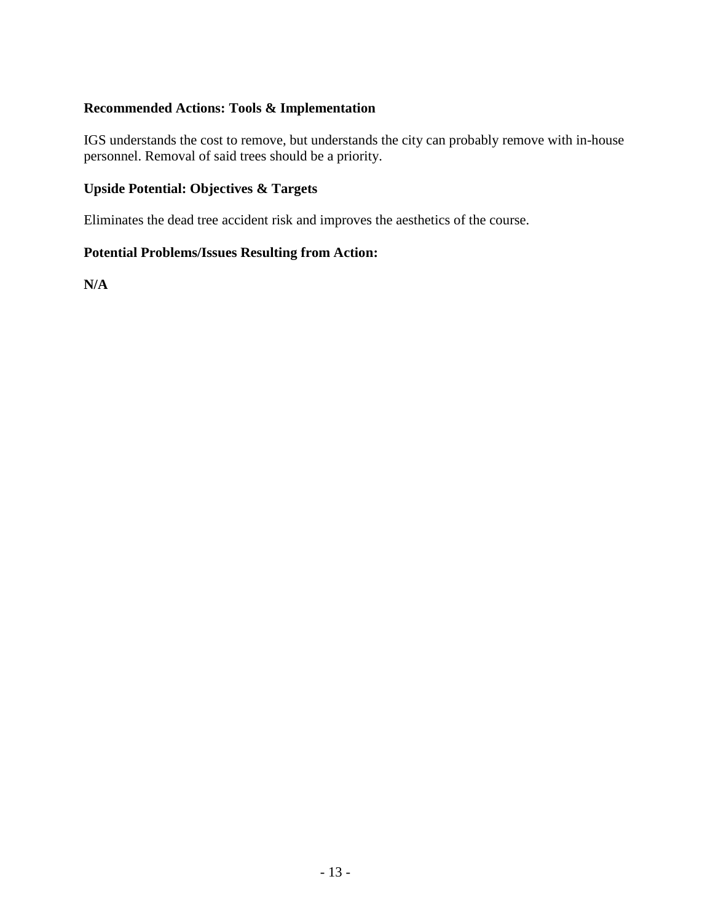**Recommended Actions: Tools & Implementation**

IGS understands the cost to remove, but understands the city can probably remove with in-house personnel. Removal of said trees should be a priority.

**Upside Potential: Objectives & Targets**

Eliminates the dead tree accident risk and improves the aesthetics of the course.

**Potential Problems/Issues Resulting from Action:**

**N/A**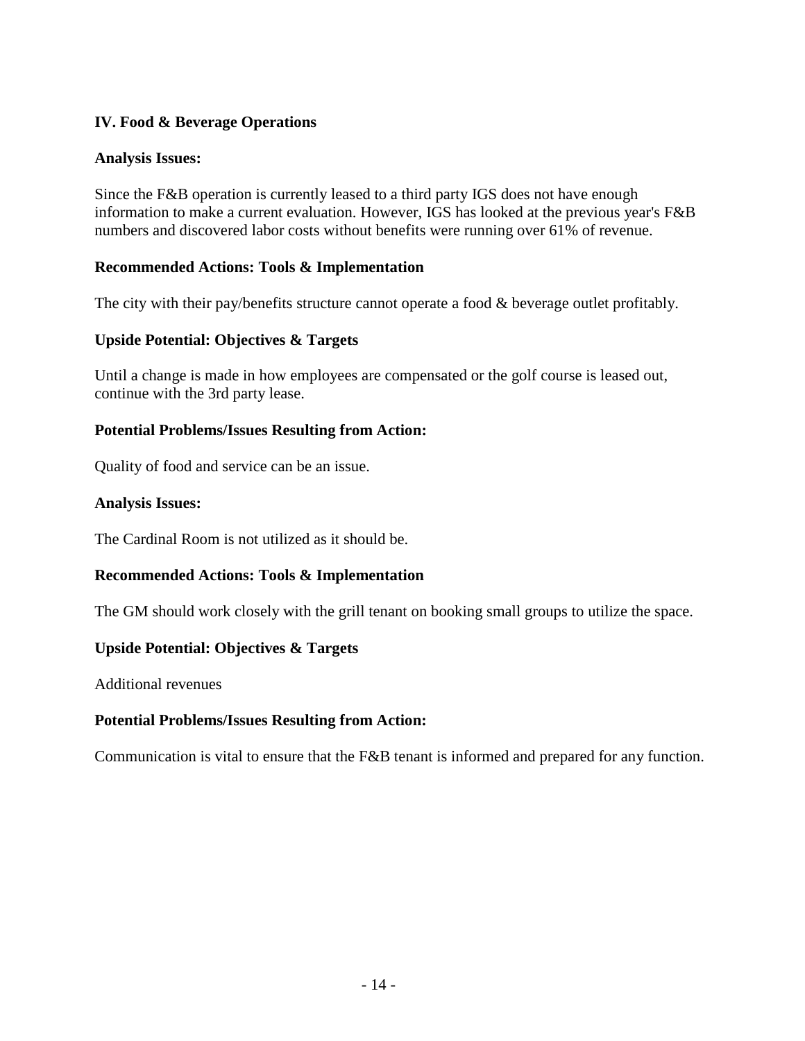## IV. Food & Beverage Operations

**Analysis Issues:**

Since the F&B operation is currently leased to a third party IGS does not have enough information to make a current evaluation. However, IGS has looked at the previous year's F&B numbers and discovered labor costs without benefits were running over 61% of revenue.

**Recommended Actions: Tools & Implementation**

The city with their pay/benefits structure cannot operate a food & beverage outlet profitably.

**Upside Potential: Objectives & Targets**

Until a change is made in how employees are compensated or the golf course is leased out, continue with the 3rd party lease.

**Potential Problems/Issues Resulting from Action:**

Quality of food and service can be an issue.

**Analysis Issues:**

The Cardinal Room is not utilized as it should be.

**Recommended Actions: Tools & Implementation**

The GM should work closely with the grill tenant on booking small groups to utilize the space.

**Upside Potential: Objectives & Targets**

Additional revenues

**Potential Problems/Issues Resulting from Action:**

Communication is vital to ensure that the F&B tenant is informed and prepared for any function.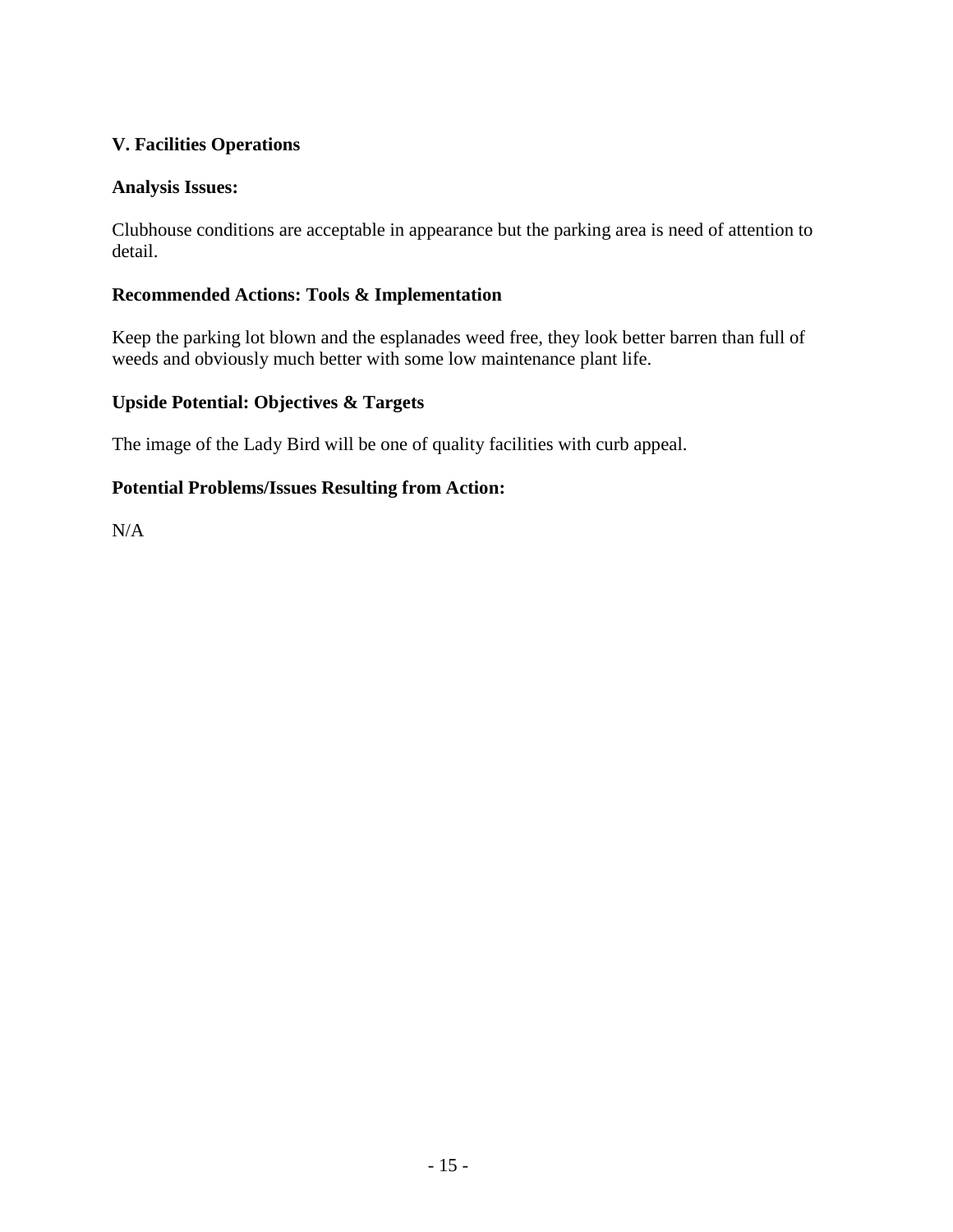## V. Facilities Operations

**Analysis Issues:**

Clubhouse conditions are acceptable in appearance but the parking area is need of attention to detail.

**Recommended Actions: Tools & Implementation**

Keep the parking lot blown and the esplanades weed free, they look better barren than full of weeds and obviously much better with some low maintenance plant life.

**Upside Potential: Objectives & Targets**

The image of the Lady Bird will be one of quality facilities with curb appeal.

**Potential Problems/Issues Resulting from Action:**

N/A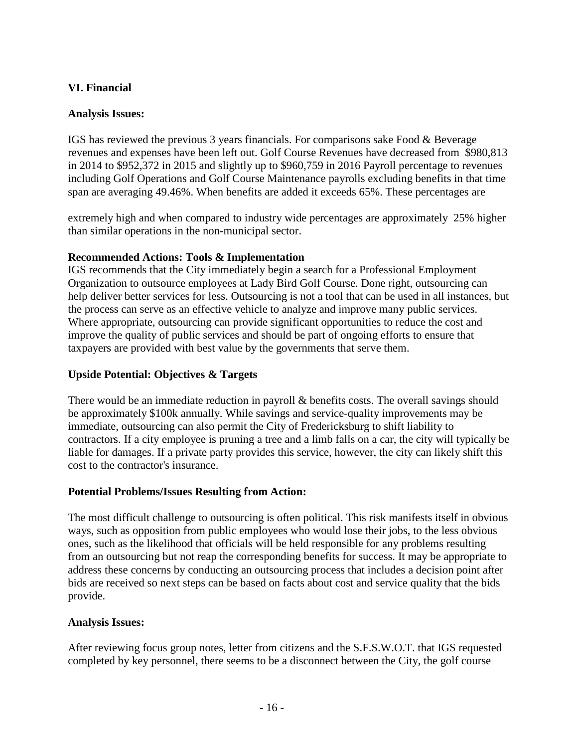## VI. Financial

**Analysis Issues:**

IGS has reviewed the previous 3 years financials. For comparisons sake Food & Beverage revenues and expenses have been left out. Golf Course Revenues have decreased from $980,813 in 2014 to $952,372 in 2015 and slightly up to $960,759 in 2016 Payroll percentage to revenues including Golf Operations and Golf Course Maintenance payrolls excluding benefits in that time span are averaging 49.46%. When benefits are added it exceeds 65%. These percentages are extremely high and when compared to industry wide percentages are approximately 25% higher than similar operations in the non-municipal sector.

**Recommended Actions: Tools & Implementation**

IGS recommends that the City immediately begin a search for a Professional Employment Organization to outsource employees at Lady Bird Golf Course. Done right, outsourcing can help deliver better services for less. Outsourcing is not a tool that can be used in all instances, but the process can serve as an effective vehicle to analyze and improve many public services. Where appropriate, outsourcing can provide significant opportunities to reduce the cost and improve the quality of public services and should be part of ongoing efforts to ensure that taxpayers are provided with best value by the governments that serve them.

**Upside Potential: Objectives & Targets**

There would be an immediate reduction in payroll & benefits costs. The overall savings should be approximately $100k annually. While savings and service-quality improvements may be immediate, outsourcing can also permit the City of Fredericksburg to shift liability to contractors. If a city employee is pruning a tree and a limb falls on a car, the city will typically be liable for damages. If a private party provides this service, however, the city can likely shift this cost to the contractor's insurance.

**Potential Problems/Issues Resulting from Action:**

The most difficult challenge to outsourcing is often political. This risk manifests itself in obvious ways, such as opposition from public employees who would lose their jobs, to the less obvious ones, such as the likelihood that officials will be held responsible for any problems resulting from an outsourcing but not reap the corresponding benefits for success. It may be appropriate to address these concerns by conducting an outsourcing process that includes a decision point after bids are received so next steps can be based on facts about cost and service quality that the bids provide.

**Analysis Issues:**

After reviewing focus group notes, letter from citizens and the S.F.S.W.O.T. that IGS requested completed by key personnel, there seems to be a disconnect between the City, the golf course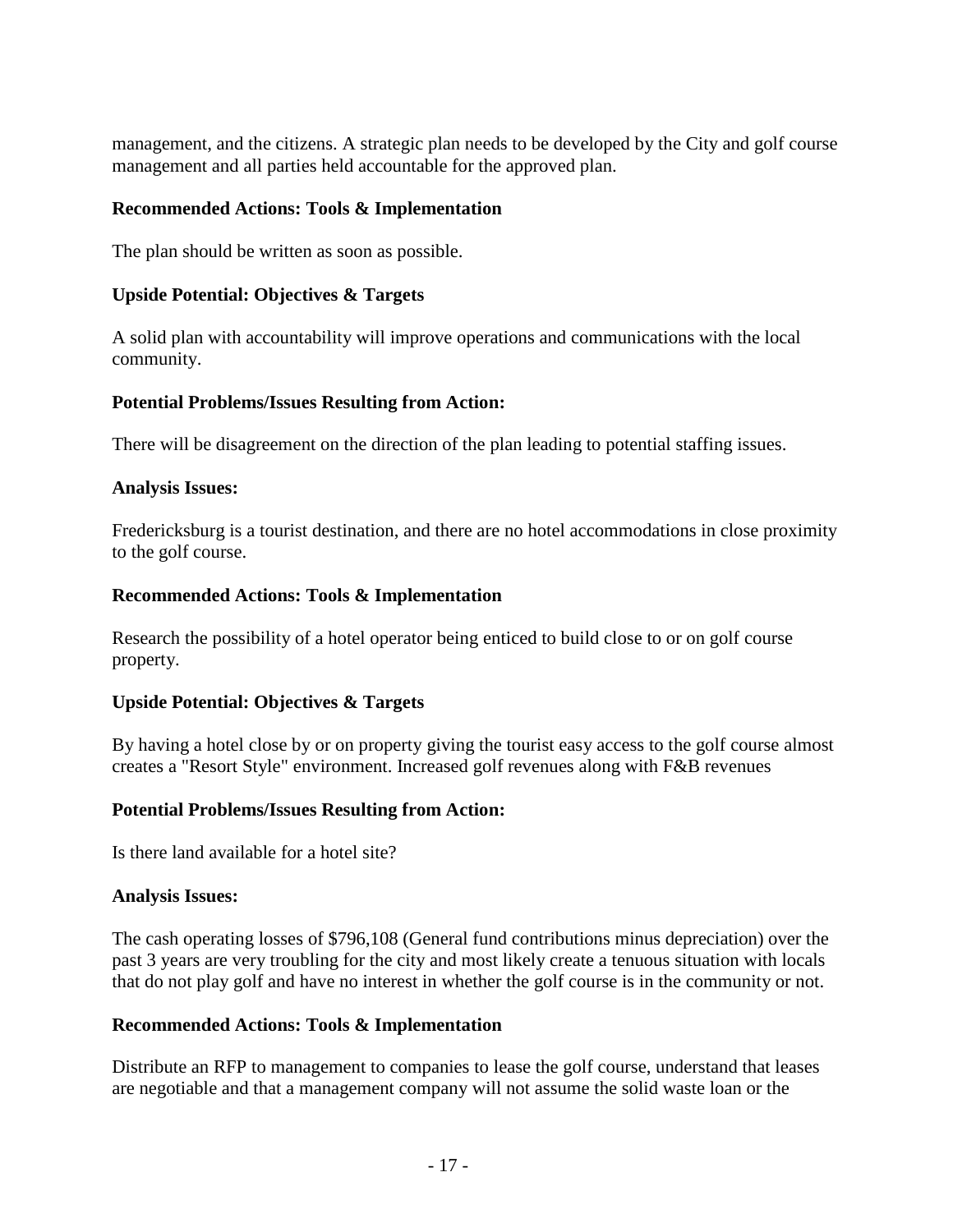management, and the citizens. A strategic plan needs to be developed by the City and golf course management and all parties held accountable for the approved plan.

**Recommended Actions: Tools & Implementation**

The plan should be written as soon as possible.

**Upside Potential: Objectives & Targets**

A solid plan with accountability will improve operations and communications with the local community.

**Potential Problems/Issues Resulting from Action:**

There will be disagreement on the direction of the plan leading to potential staffing issues.

**Analysis Issues:**

Fredericksburg is a tourist destination, and there are no hotel accommodations in close proximity to the golf course.

**Recommended Actions: Tools & Implementation**

Research the possibility of a hotel operator being enticed to build close to or on golf course property.

**Upside Potential: Objectives & Targets**

By having a hotel close by or on property giving the tourist easy access to the golf course almost creates a "Resort Style" environment. Increased golf revenues along with F&B revenues

**Potential Problems/Issues Resulting from Action:**

Is there land available for a hotel site?

**Analysis Issues:**

The cash operating losses of $796,108 (General fund contributions minus depreciation) over the past 3 years are very troubling for the city and most likely create a tenuous situation with locals that do not play golf and have no interest in whether the golf course is in the community or not.

**Recommended Actions: Tools & Implementation**

Distribute an RFP to management to companies to lease the golf course, understand that leases are negotiable and that a management company will not assume the solid waste loan or the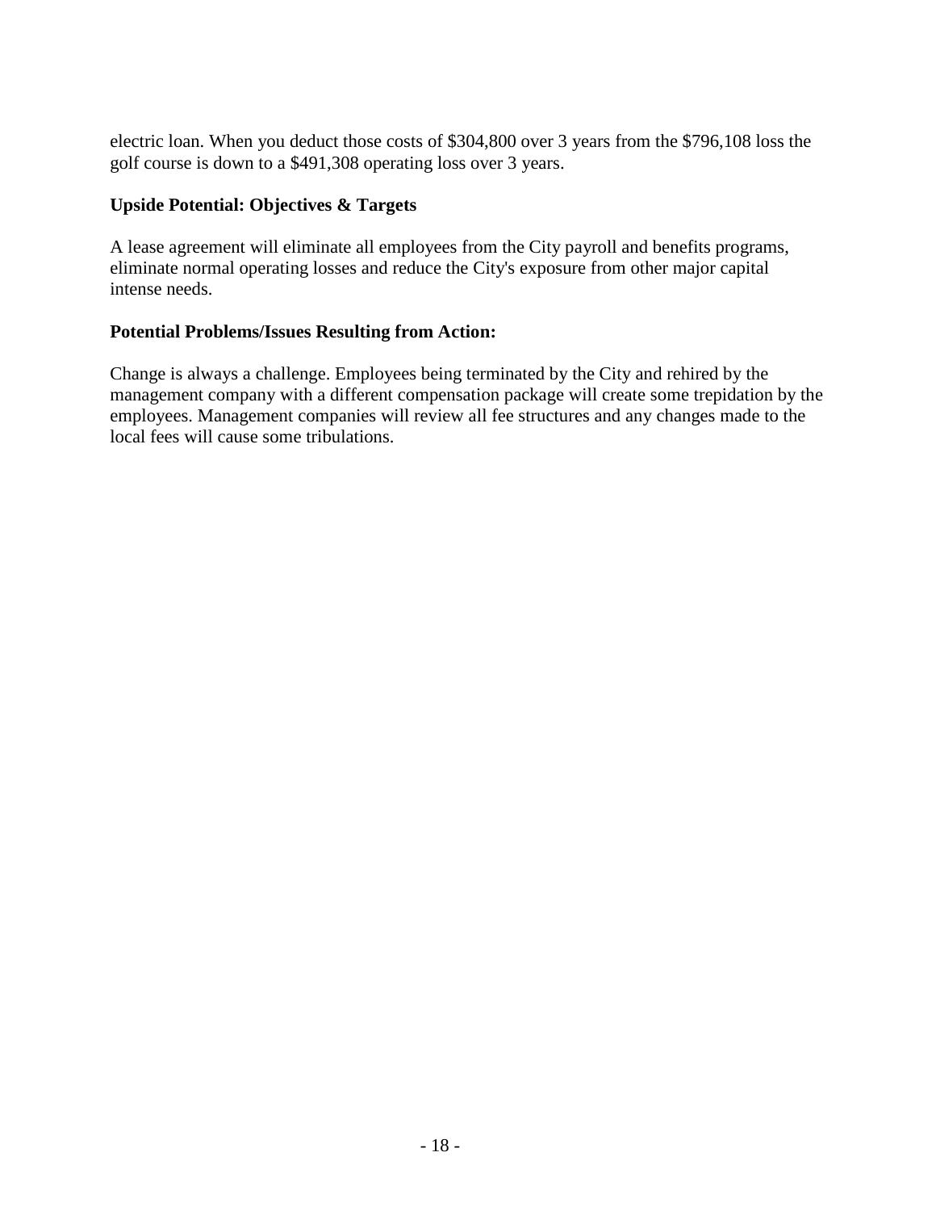electric loan. When you deduct those costs of $304,800 over 3 years from the $796,108 loss the golf course is down to a $491,308 operating loss over 3 years.

**Upside Potential: Objectives & Targets**

A lease agreement will eliminate all employees from the City payroll and benefits programs, eliminate normal operating losses and reduce the City's exposure from other major capital intense needs.

**Potential Problems/Issues Resulting from Action:**

Change is always a challenge. Employees being terminated by the City and rehired by the management company with a different compensation package will create some trepidation by the employees. Management companies will review all fee structures and any changes made to the local fees will cause some tribulations.